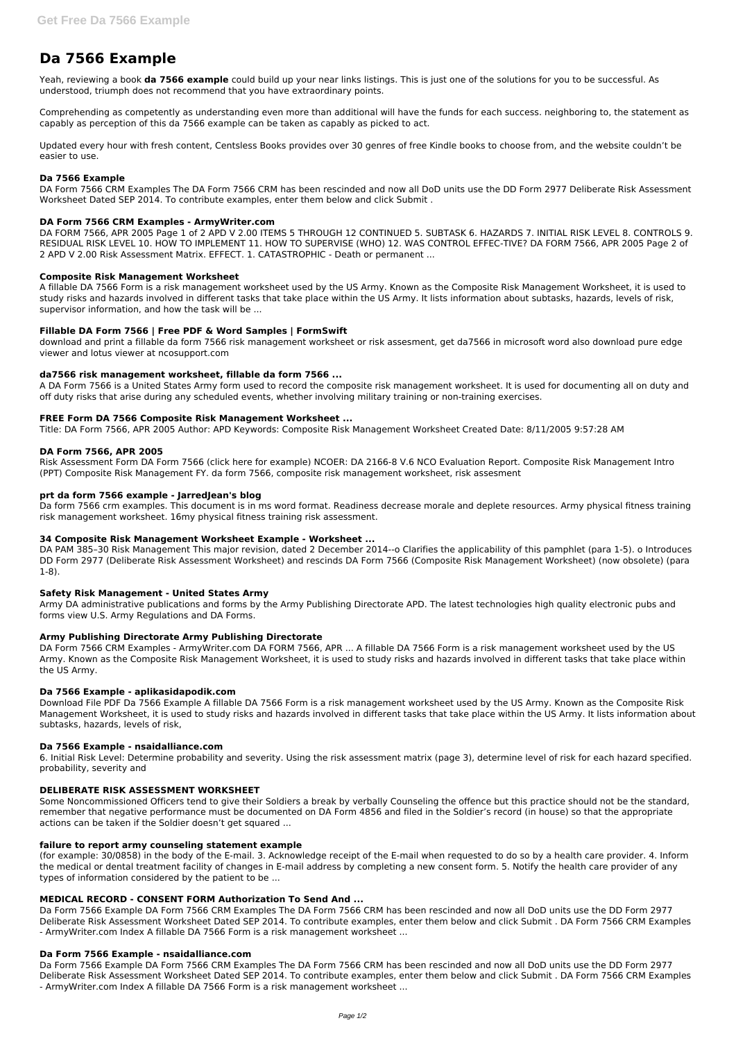# Da 7566 Example

Yeah, reviewing a book **da 7566 example** could build up your near links listings. This is just one of the solutions for you to be successful. As understood, triumph does not recommend that you have extraordinary points.

Comprehending as competently as understanding even more than additional will have the funds for each success. neighboring to, the statement as capably as perception of this da 7566 example can be taken as capably as picked to act.

Updated every hour with fresh content, Centsless Books provides over 30 genres of free Kindle books to choose from, and the website couldn't be easier to use.

### Da 7566 Example

DA Form 7566 CRM Examples The DA Form 7566 CRM has been rescinded and now all DoD units use the DD Form 2977 Deliberate Risk Assessment Worksheet Dated SEP 2014. To contribute examples, enter them below and click Submit .

### DA Form 7566 CRM Examples - ArmyWriter.com

DA FORM 7566, APR 2005 Page 1 of 2 APD V 2.00 ITEMS 5 THROUGH 12 CONTINUED 5. SUBTASK 6. HAZARDS 7. INITIAL RISK LEVEL 8. CONTROLS 9. RESIDUAL RISK LEVEL 10. HOW TO IMPLEMENT 11. HOW TO SUPERVISE (WHO) 12. WAS CONTROL EFFEC-TIVE? DA FORM 7566, APR 2005 Page 2 of 2 APD V 2.00 Risk Assessment Matrix. EFFECT. 1. CATASTROPHIC - Death or permanent ...

### Composite Risk Management Worksheet

A fillable DA 7566 Form is a risk management worksheet used by the US Army. Known as the Composite Risk Management Worksheet, it is used to study risks and hazards involved in different tasks that take place within the US Army. It lists information about subtasks, hazards, levels of risk, supervisor information, and how the task will be ...

### Fillable DA Form 7566 | Free PDF & Word Samples | FormSwift

download and print a fillable da form 7566 risk management worksheet or risk assesment, get da7566 in microsoft word also download pure edge viewer and lotus viewer at ncosupport.com

### da7566 risk management worksheet, fillable da form 7566 ...

A DA Form 7566 is a United States Army form used to record the composite risk management worksheet. It is used for documenting all on duty and off duty risks that arise during any scheduled events, whether involving military training or non-training exercises.

### FREE Form DA 7566 Composite Risk Management Worksheet ...

Title: DA Form 7566, APR 2005 Author: APD Keywords: Composite Risk Management Worksheet Created Date: 8/11/2005 9:57:28 AM

### DA Form 7566, APR 2005

Risk Assessment Form DA Form 7566 (click here for example) NCOER: DA 2166-8 V.6 NCO Evaluation Report. Composite Risk Management Intro (PPT) Composite Risk Management FY. da form 7566, composite risk management worksheet, risk assesment

### prt da form 7566 example - JarredJean's blog

Da form 7566 crm examples. This document is in ms word format. Readiness decrease morale and deplete resources. Army physical fitness training risk management worksheet. 16my physical fitness training risk assessment.

### 34 Composite Risk Management Worksheet Example - Worksheet ...

DA PAM 385–30 Risk Management This major revision, dated 2 December 2014--o Clarifies the applicability of this pamphlet (para 1-5). o Introduces DD Form 2977 (Deliberate Risk Assessment Worksheet) and rescinds DA Form 7566 (Composite Risk Management Worksheet) (now obsolete) (para 1-8).

### Safety Risk Management - United States Army

Army DA administrative publications and forms by the Army Publishing Directorate APD. The latest technologies high quality electronic pubs and forms view U.S. Army Regulations and DA Forms.

### Army Publishing Directorate Army Publishing Directorate

DA Form 7566 CRM Examples - ArmyWriter.com DA FORM 7566, APR ... A fillable DA 7566 Form is a risk management worksheet used by the US Army. Known as the Composite Risk Management Worksheet, it is used to study risks and hazards involved in different tasks that take place within the US Army.

### Da 7566 Example - aplikasidapodik.com

Download File PDF Da 7566 Example A fillable DA 7566 Form is a risk management worksheet used by the US Army. Known as the Composite Risk Management Worksheet, it is used to study risks and hazards involved in different tasks that take place within the US Army. It lists information about subtasks, hazards, levels of risk,

### Da 7566 Example - nsaidalliance.com

6. Initial Risk Level: Determine probability and severity. Using the risk assessment matrix (page 3), determine level of risk for each hazard specified. probability, severity and

### DELIBERATE RISK ASSESSMENT WORKSHEET

Some Noncommissioned Officers tend to give their Soldiers a break by verbally Counseling the offence but this practice should not be the standard, remember that negative performance must be documented on DA Form 4856 and filed in the Soldier's record (in house) so that the appropriate actions can be taken if the Soldier doesn't get squared ...

### failure to report army counseling statement example

(for example: 30/0858) in the body of the E-mail. 3. Acknowledge receipt of the E-mail when requested to do so by a health care provider. 4. Inform the medical or dental treatment facility of changes in E-mail address by completing a new consent form. 5. Notify the health care provider of any types of information considered by the patient to be ...

### MEDICAL RECORD - CONSENT FORM Authorization To Send And ...

Da Form 7566 Example DA Form 7566 CRM Examples The DA Form 7566 CRM has been rescinded and now all DoD units use the DD Form 2977 Deliberate Risk Assessment Worksheet Dated SEP 2014. To contribute examples, enter them below and click Submit . DA Form 7566 CRM Examples - ArmyWriter.com Index A fillable DA 7566 Form is a risk management worksheet ...

### Da Form 7566 Example - nsaidalliance.com

Da Form 7566 Example DA Form 7566 CRM Examples The DA Form 7566 CRM has been rescinded and now all DoD units use the DD Form 2977 Deliberate Risk Assessment Worksheet Dated SEP 2014. To contribute examples, enter them below and click Submit . DA Form 7566 CRM Examples - ArmyWriter.com Index A fillable DA 7566 Form is a risk management worksheet ...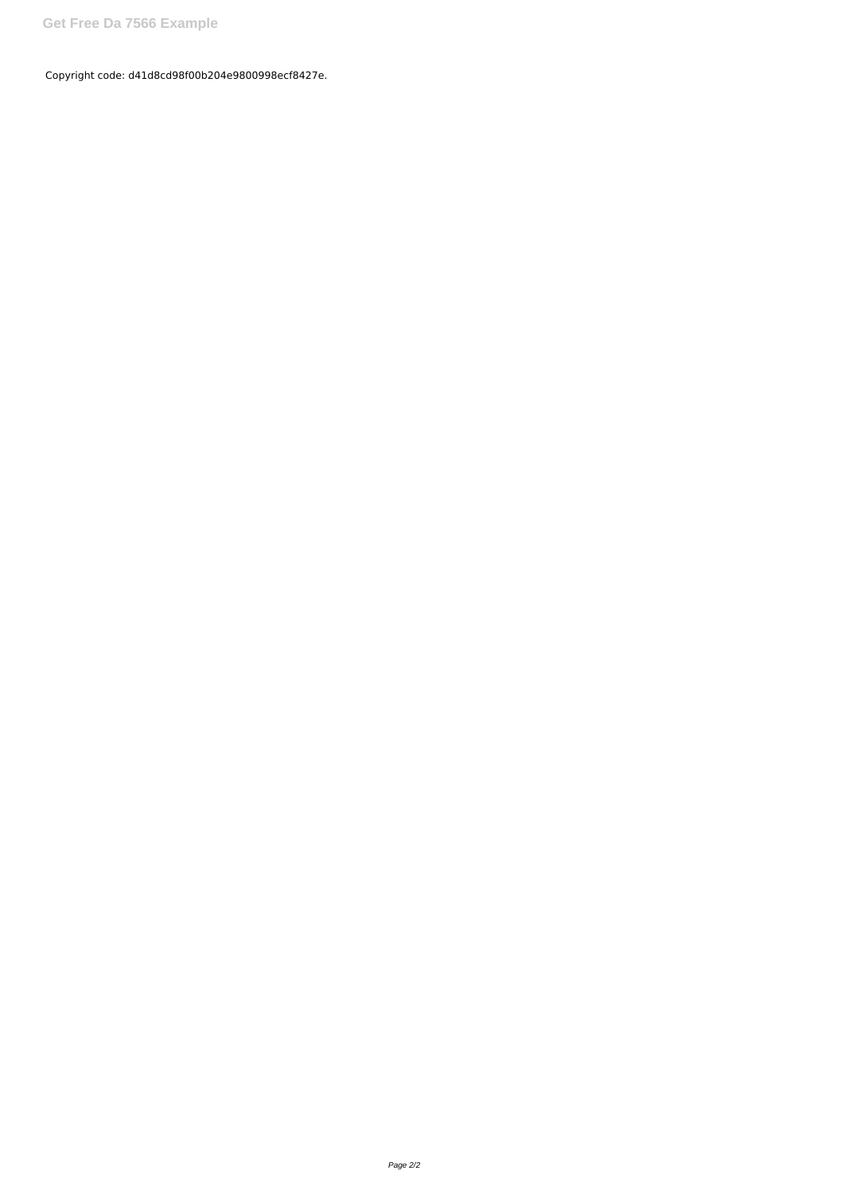Copyright code: d41d8cd98f00b204e9800998ecf8427e.